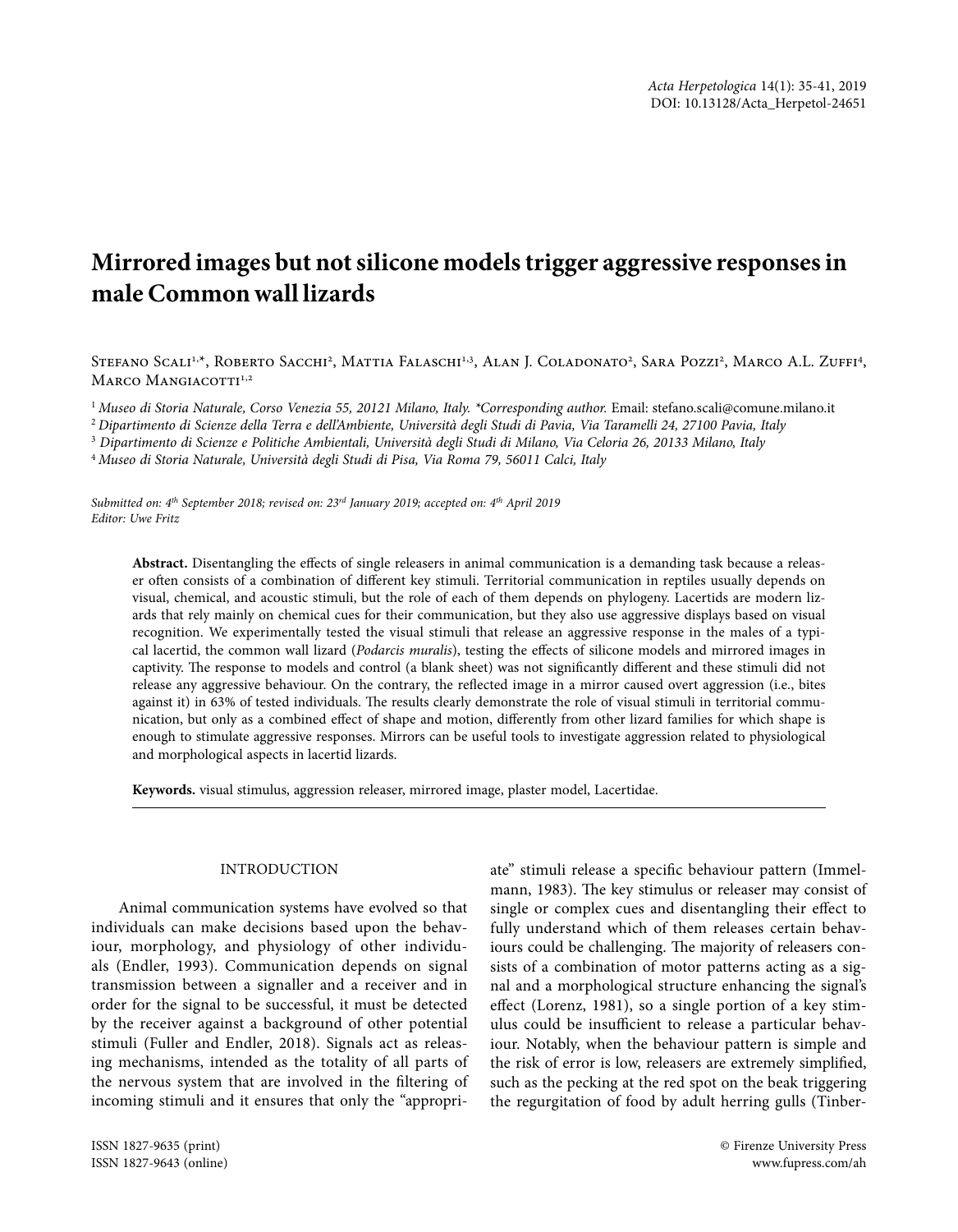# Mirrored images but not silicone models trigger aggressive responses in male Common wall lizards

Stefano Scali[1,*], Roberto Sacchi[2], Mattia Falaschi[1,3], Alan J. Coladonato[2], Sara Pozzi[2], Marco A.L. Zuffi[4], Marco Mangiacotti[1,2]

[1] *Museo di Storia Naturale, Corso Venezia 55, 20121 Milano, Italy. \*Corresponding author.* Email: stefano.scali@comune.milano.it

[2] *Dipartimento di Scienze della Terra e dell'Ambiente, Università degli Studi di Pavia, Via Taramelli 24, 27100 Pavia, Italy*

[3] *Dipartimento di Scienze e Politiche Ambientali, Università degli Studi di Milano, Via Celoria 26, 20133 Milano, Italy*

[4] *Museo di Storia Naturale, Università degli Studi di Pisa, Via Roma 79, 56011 Calci, Italy*

*Submitted on: 4th September 2018; revised on: 23rd January 2019; accepted on: 4th April 2019*
*Editor: Uwe Fritz*

**Abstract.** Disentangling the effects of single releasers in animal communication is a demanding task because a releaser often consists of a combination of different key stimuli. Territorial communication in reptiles usually depends on visual, chemical, and acoustic stimuli, but the role of each of them depends on phylogeny. Lacertids are modern lizards that rely mainly on chemical cues for their communication, but they also use aggressive displays based on visual recognition. We experimentally tested the visual stimuli that release an aggressive response in the males of a typical lacertid, the common wall lizard (*Podarcis muralis*), testing the effects of silicone models and mirrored images in captivity. The response to models and control (a blank sheet) was not significantly different and these stimuli did not release any aggressive behaviour. On the contrary, the reflected image in a mirror caused overt aggression (i.e., bites against it) in 63% of tested individuals. The results clearly demonstrate the role of visual stimuli in territorial communication, but only as a combined effect of shape and motion, differently from other lizard families for which shape is enough to stimulate aggressive responses. Mirrors can be useful tools to investigate aggression related to physiological and morphological aspects in lacertid lizards.

**Keywords.** visual stimulus, aggression releaser, mirrored image, plaster model, Lacertidae.

## INTRODUCTION

Animal communication systems have evolved so that individuals can make decisions based upon the behaviour, morphology, and physiology of other individuals (Endler, 1993). Communication depends on signal transmission between a signaller and a receiver and in order for the signal to be successful, it must be detected by the receiver against a background of other potential stimuli (Fuller and Endler, 2018). Signals act as releasing mechanisms, intended as the totality of all parts of the nervous system that are involved in the filtering of incoming stimuli and it ensures that only the "appropriate" stimuli release a specific behaviour pattern (Immelmann, 1983). The key stimulus or releaser may consist of single or complex cues and disentangling their effect to fully understand which of them releases certain behaviours could be challenging. The majority of releasers consists of a combination of motor patterns acting as a signal and a morphological structure enhancing the signal's effect (Lorenz, 1981), so a single portion of a key stimulus could be insufficient to release a particular behaviour. Notably, when the behaviour pattern is simple and the risk of error is low, releasers are extremely simplified, such as the pecking at the red spot on the beak triggering the regurgitation of food by adult herring gulls (Tinber-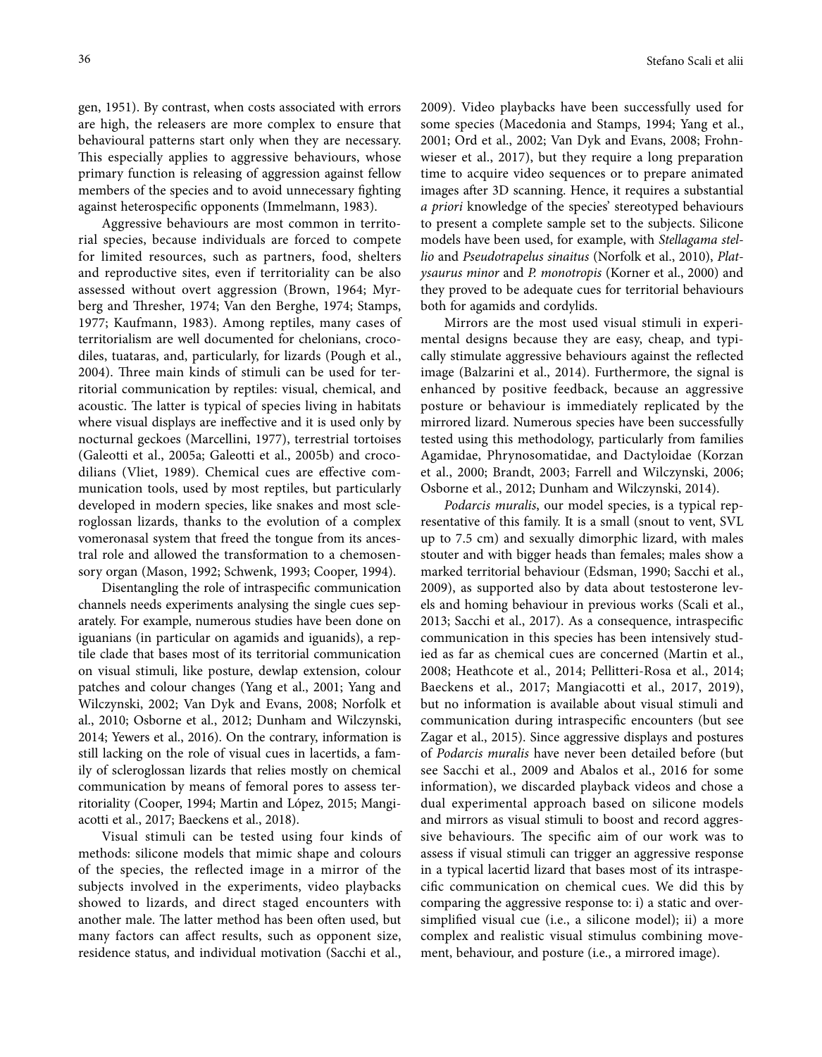gen, 1951). By contrast, when costs associated with errors are high, the releasers are more complex to ensure that behavioural patterns start only when they are necessary. This especially applies to aggressive behaviours, whose primary function is releasing of aggression against fellow members of the species and to avoid unnecessary fighting against heterospecific opponents (Immelmann, 1983).

Aggressive behaviours are most common in territorial species, because individuals are forced to compete for limited resources, such as partners, food, shelters and reproductive sites, even if territoriality can be also assessed without overt aggression (Brown, 1964; Myrberg and Thresher, 1974; Van den Berghe, 1974; Stamps, 1977; Kaufmann, 1983). Among reptiles, many cases of territorialism are well documented for chelonians, crocodiles, tuataras, and, particularly, for lizards (Pough et al., 2004). Three main kinds of stimuli can be used for territorial communication by reptiles: visual, chemical, and acoustic. The latter is typical of species living in habitats where visual displays are ineffective and it is used only by nocturnal geckoes (Marcellini, 1977), terrestrial tortoises (Galeotti et al., 2005a; Galeotti et al., 2005b) and crocodilians (Vliet, 1989). Chemical cues are effective communication tools, used by most reptiles, but particularly developed in modern species, like snakes and most scleroglossan lizards, thanks to the evolution of a complex vomeronasal system that freed the tongue from its ancestral role and allowed the transformation to a chemosensory organ (Mason, 1992; Schwenk, 1993; Cooper, 1994).

Disentangling the role of intraspecific communication channels needs experiments analysing the single cues separately. For example, numerous studies have been done on iguanians (in particular on agamids and iguanids), a reptile clade that bases most of its territorial communication on visual stimuli, like posture, dewlap extension, colour patches and colour changes (Yang et al., 2001; Yang and Wilczynski, 2002; Van Dyk and Evans, 2008; Norfolk et al., 2010; Osborne et al., 2012; Dunham and Wilczynski, 2014; Yewers et al., 2016). On the contrary, information is still lacking on the role of visual cues in lacertids, a family of scleroglossan lizards that relies mostly on chemical communication by means of femoral pores to assess territoriality (Cooper, 1994; Martin and López, 2015; Mangiacotti et al., 2017; Baeckens et al., 2018).

Visual stimuli can be tested using four kinds of methods: silicone models that mimic shape and colours of the species, the reflected image in a mirror of the subjects involved in the experiments, video playbacks showed to lizards, and direct staged encounters with another male. The latter method has been often used, but many factors can affect results, such as opponent size, residence status, and individual motivation (Sacchi et al., 2009). Video playbacks have been successfully used for some species (Macedonia and Stamps, 1994; Yang et al., 2001; Ord et al., 2002; Van Dyk and Evans, 2008; Frohnwieser et al., 2017), but they require a long preparation time to acquire video sequences or to prepare animated images after 3D scanning. Hence, it requires a substantial *a priori* knowledge of the species' stereotyped behaviours to present a complete sample set to the subjects. Silicone models have been used, for example, with *Stellagama stellio* and *Pseudotrapelus sinaitus* (Norfolk et al., 2010), *Platysaurus minor* and *P. monotropis* (Korner et al., 2000) and they proved to be adequate cues for territorial behaviours both for agamids and cordylids.

Mirrors are the most used visual stimuli in experimental designs because they are easy, cheap, and typically stimulate aggressive behaviours against the reflected image (Balzarini et al., 2014). Furthermore, the signal is enhanced by positive feedback, because an aggressive posture or behaviour is immediately replicated by the mirrored lizard. Numerous species have been successfully tested using this methodology, particularly from families Agamidae, Phrynosomatidae, and Dactyloidae (Korzan et al., 2000; Brandt, 2003; Farrell and Wilczynski, 2006; Osborne et al., 2012; Dunham and Wilczynski, 2014).

*Podarcis muralis*, our model species, is a typical representative of this family. It is a small (snout to vent, SVL up to 7.5 cm) and sexually dimorphic lizard, with males stouter and with bigger heads than females; males show a marked territorial behaviour (Edsman, 1990; Sacchi et al., 2009), as supported also by data about testosterone levels and homing behaviour in previous works (Scali et al., 2013; Sacchi et al., 2017). As a consequence, intraspecific communication in this species has been intensively studied as far as chemical cues are concerned (Martin et al., 2008; Heathcote et al., 2014; Pellitteri-Rosa et al., 2014; Baeckens et al., 2017; Mangiacotti et al., 2017, 2019), but no information is available about visual stimuli and communication during intraspecific encounters (but see Zagar et al., 2015). Since aggressive displays and postures of *Podarcis muralis* have never been detailed before (but see Sacchi et al., 2009 and Abalos et al., 2016 for some information), we discarded playback videos and chose a dual experimental approach based on silicone models and mirrors as visual stimuli to boost and record aggressive behaviours. The specific aim of our work was to assess if visual stimuli can trigger an aggressive response in a typical lacertid lizard that bases most of its intraspecific communication on chemical cues. We did this by comparing the aggressive response to: i) a static and oversimplified visual cue (i.e., a silicone model); ii) a more complex and realistic visual stimulus combining movement, behaviour, and posture (i.e., a mirrored image).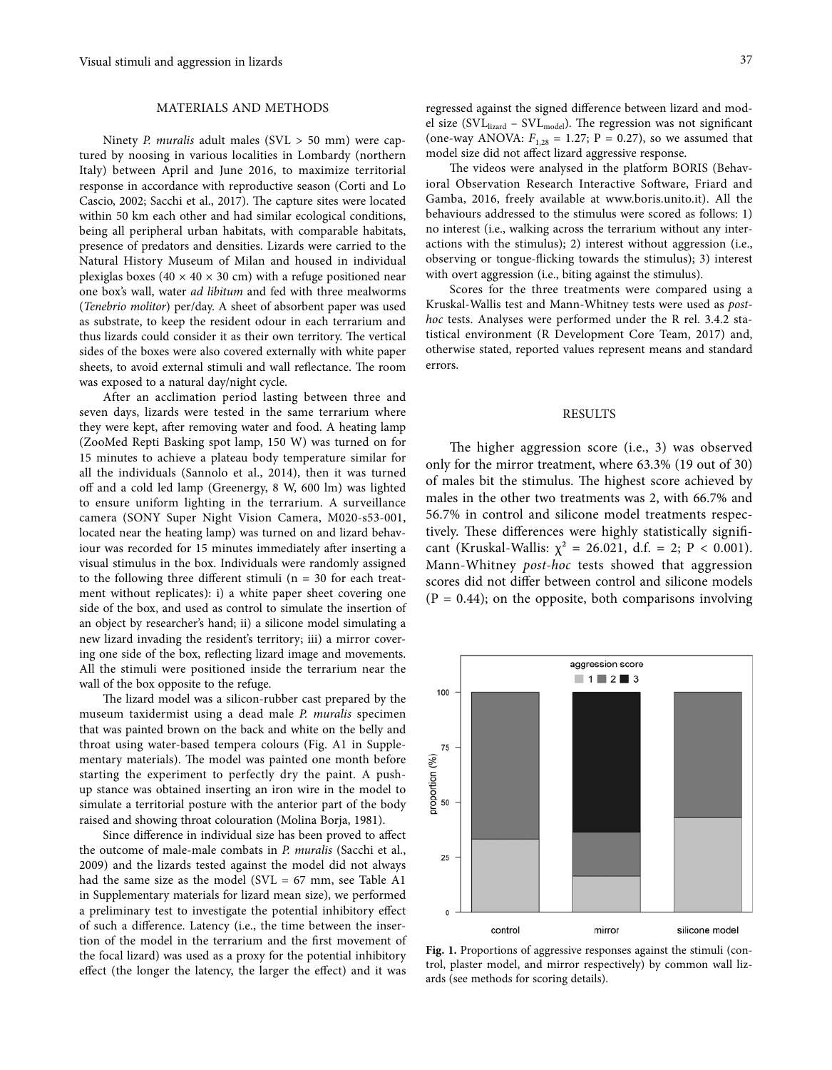## MATERIALS AND METHODS

Ninety *P. muralis* adult males (SVL > 50 mm) were captured by noosing in various localities in Lombardy (northern Italy) between April and June 2016, to maximize territorial response in accordance with reproductive season (Corti and Lo Cascio, 2002; Sacchi et al., 2017). The capture sites were located within 50 km each other and had similar ecological conditions, being all peripheral urban habitats, with comparable habitats, presence of predators and densities. Lizards were carried to the Natural History Museum of Milan and housed in individual plexiglas boxes (40 × 40 × 30 cm) with a refuge positioned near one box's wall, water *ad libitum* and fed with three mealworms (*Tenebrio molitor*) per/day. A sheet of absorbent paper was used as substrate, to keep the resident odour in each terrarium and thus lizards could consider it as their own territory. The vertical sides of the boxes were also covered externally with white paper sheets, to avoid external stimuli and wall reflectance. The room was exposed to a natural day/night cycle.

After an acclimation period lasting between three and seven days, lizards were tested in the same terrarium where they were kept, after removing water and food. A heating lamp (ZooMed Repti Basking spot lamp, 150 W) was turned on for 15 minutes to achieve a plateau body temperature similar for all the individuals (Sannolo et al., 2014), then it was turned off and a cold led lamp (Greenergy, 8 W, 600 lm) was lighted to ensure uniform lighting in the terrarium. A surveillance camera (SONY Super Night Vision Camera, M020-s53-001, located near the heating lamp) was turned on and lizard behaviour was recorded for 15 minutes immediately after inserting a visual stimulus in the box. Individuals were randomly assigned to the following three different stimuli (n = 30 for each treatment without replicates): i) a white paper sheet covering one side of the box, and used as control to simulate the insertion of an object by researcher's hand; ii) a silicone model simulating a new lizard invading the resident's territory; iii) a mirror covering one side of the box, reflecting lizard image and movements. All the stimuli were positioned inside the terrarium near the wall of the box opposite to the refuge.

The lizard model was a silicon-rubber cast prepared by the museum taxidermist using a dead male *P. muralis* specimen that was painted brown on the back and white on the belly and throat using water-based tempera colours (Fig. A1 in Supplementary materials). The model was painted one month before starting the experiment to perfectly dry the paint. A push-up stance was obtained inserting an iron wire in the model to simulate a territorial posture with the anterior part of the body raised and showing throat colouration (Molina Borja, 1981).

Since difference in individual size has been proved to affect the outcome of male-male combats in *P. muralis* (Sacchi et al., 2009) and the lizards tested against the model did not always had the same size as the model (SVL = 67 mm, see Table A1 in Supplementary materials for lizard mean size), we performed a preliminary test to investigate the potential inhibitory effect of such a difference. Latency (i.e., the time between the insertion of the model in the terrarium and the first movement of the focal lizard) was used as a proxy for the potential inhibitory effect (the longer the latency, the larger the effect) and it was regressed against the signed difference between lizard and model size ($SVL_{lizard} - SVL_{model}$). The regression was not significant (one-way ANOVA: $F_{1,28} = 1.27$; $P = 0.27$), so we assumed that model size did not affect lizard aggressive response.

The videos were analysed in the platform BORIS (Behavioral Observation Research Interactive Software, Friard and Gamba, 2016, freely available at www.boris.unito.it). All the behaviours addressed to the stimulus were scored as follows: 1) no interest (i.e., walking across the terrarium without any interactions with the stimulus); 2) interest without aggression (i.e., observing or tongue-flicking towards the stimulus); 3) interest with overt aggression (i.e., biting against the stimulus).

Scores for the three treatments were compared using a Kruskal-Wallis test and Mann-Whitney tests were used as *post-hoc* tests. Analyses were performed under the R rel. 3.4.2 statistical environment (R Development Core Team, 2017) and, otherwise stated, reported values represent means and standard errors.

## RESULTS

The higher aggression score (i.e., 3) was observed only for the mirror treatment, where 63.3% (19 out of 30) of males bit the stimulus. The highest score achieved by males in the other two treatments was 2, with 66.7% and 56.7% in control and silicone model treatments respectively. These differences were highly statistically significant (Kruskal-Wallis: $\chi^2 = 26.021$, d.f. = 2; $P < 0.001$). Mann-Whitney *post-hoc* tests showed that aggression scores did not differ between control and silicone models ($P = 0.44$); on the opposite, both comparisons involving

**Fig. 1.** Proportions of aggressive responses against the stimuli (control, plaster model, and mirror respectively) by common wall lizards (see methods for scoring details).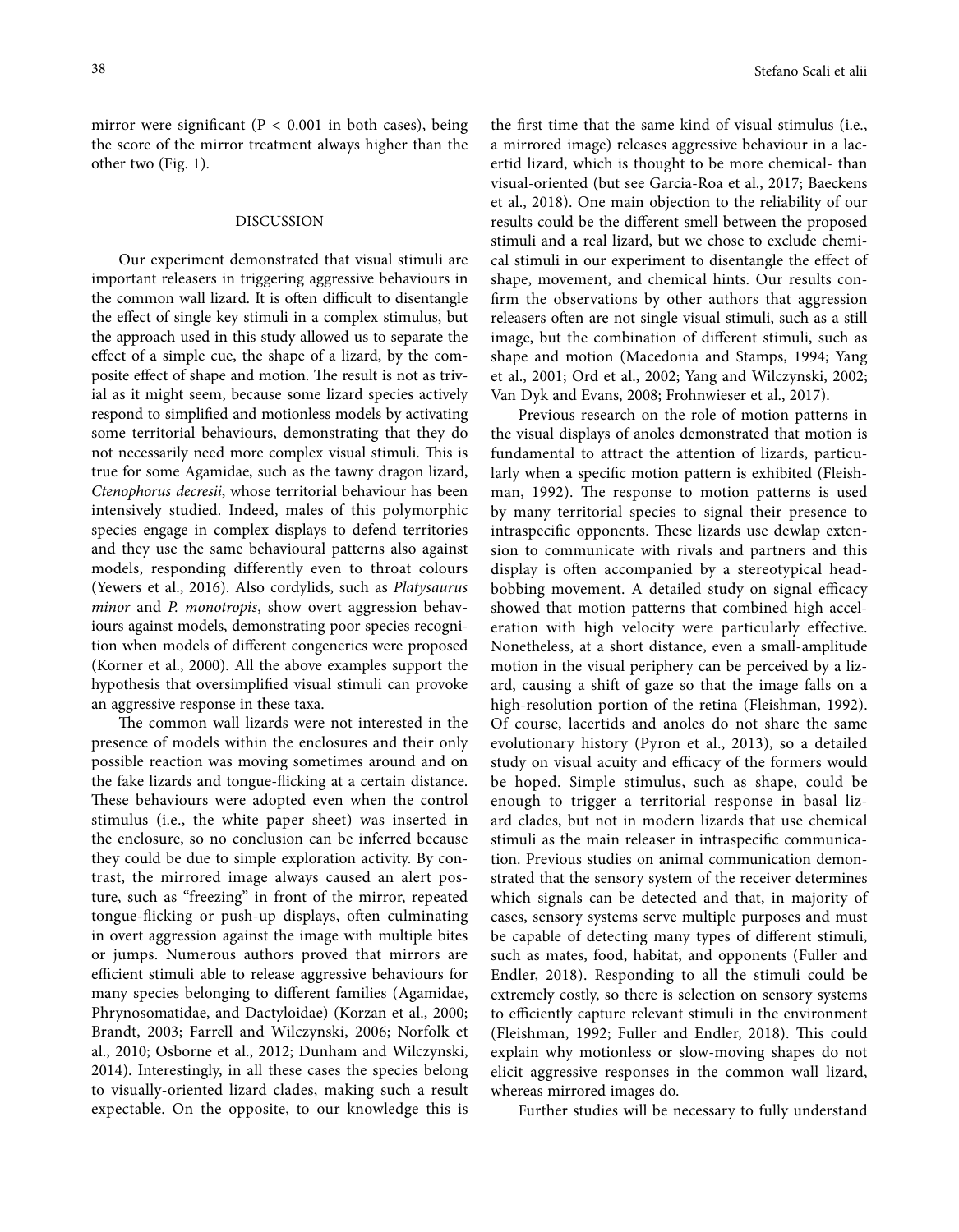mirror were significant ($P < 0.001$ in both cases), being the score of the mirror treatment always higher than the other two (Fig. 1).

## DISCUSSION

Our experiment demonstrated that visual stimuli are important releasers in triggering aggressive behaviours in the common wall lizard. It is often difficult to disentangle the effect of single key stimuli in a complex stimulus, but the approach used in this study allowed us to separate the effect of a simple cue, the shape of a lizard, by the composite effect of shape and motion. The result is not as trivial as it might seem, because some lizard species actively respond to simplified and motionless models by activating some territorial behaviours, demonstrating that they do not necessarily need more complex visual stimuli. This is true for some Agamidae, such as the tawny dragon lizard, *Ctenophorus decresii*, whose territorial behaviour has been intensively studied. Indeed, males of this polymorphic species engage in complex displays to defend territories and they use the same behavioural patterns also against models, responding differently even to throat colours (Yewers et al., 2016). Also cordylids, such as *Platysaurus minor* and *P. monotropis*, show overt aggression behaviours against models, demonstrating poor species recognition when models of different congenerics were proposed (Korner et al., 2000). All the above examples support the hypothesis that oversimplified visual stimuli can provoke an aggressive response in these taxa.

The common wall lizards were not interested in the presence of models within the enclosures and their only possible reaction was moving sometimes around and on the fake lizards and tongue-flicking at a certain distance. These behaviours were adopted even when the control stimulus (i.e., the white paper sheet) was inserted in the enclosure, so no conclusion can be inferred because they could be due to simple exploration activity. By contrast, the mirrored image always caused an alert posture, such as "freezing" in front of the mirror, repeated tongue-flicking or push-up displays, often culminating in overt aggression against the image with multiple bites or jumps. Numerous authors proved that mirrors are efficient stimuli able to release aggressive behaviours for many species belonging to different families (Agamidae, Phrynosomatidae, and Dactyloidae) (Korzan et al., 2000; Brandt, 2003; Farrell and Wilczynski, 2006; Norfolk et al., 2010; Osborne et al., 2012; Dunham and Wilczynski, 2014). Interestingly, in all these cases the species belong to visually-oriented lizard clades, making such a result expectable. On the opposite, to our knowledge this is the first time that the same kind of visual stimulus (i.e., a mirrored image) releases aggressive behaviour in a lacertid lizard, which is thought to be more chemical- than visual-oriented (but see Garcia-Roa et al., 2017; Baeckens et al., 2018). One main objection to the reliability of our results could be the different smell between the proposed stimuli and a real lizard, but we chose to exclude chemical stimuli in our experiment to disentangle the effect of shape, movement, and chemical hints. Our results confirm the observations by other authors that aggression releasers often are not single visual stimuli, such as a still image, but the combination of different stimuli, such as shape and motion (Macedonia and Stamps, 1994; Yang et al., 2001; Ord et al., 2002; Yang and Wilczynski, 2002; Van Dyk and Evans, 2008; Frohnwieser et al., 2017).

Previous research on the role of motion patterns in the visual displays of anoles demonstrated that motion is fundamental to attract the attention of lizards, particularly when a specific motion pattern is exhibited (Fleishman, 1992). The response to motion patterns is used by many territorial species to signal their presence to intraspecific opponents. These lizards use dewlap extension to communicate with rivals and partners and this display is often accompanied by a stereotypical head-bobbing movement. A detailed study on signal efficacy showed that motion patterns that combined high acceleration with high velocity were particularly effective. Nonetheless, at a short distance, even a small-amplitude motion in the visual periphery can be perceived by a lizard, causing a shift of gaze so that the image falls on a high-resolution portion of the retina (Fleishman, 1992). Of course, lacertids and anoles do not share the same evolutionary history (Pyron et al., 2013), so a detailed study on visual acuity and efficacy of the formers would be hoped. Simple stimulus, such as shape, could be enough to trigger a territorial response in basal lizard clades, but not in modern lizards that use chemical stimuli as the main releaser in intraspecific communication. Previous studies on animal communication demonstrated that the sensory system of the receiver determines which signals can be detected and that, in majority of cases, sensory systems serve multiple purposes and must be capable of detecting many types of different stimuli, such as mates, food, habitat, and opponents (Fuller and Endler, 2018). Responding to all the stimuli could be extremely costly, so there is selection on sensory systems to efficiently capture relevant stimuli in the environment (Fleishman, 1992; Fuller and Endler, 2018). This could explain why motionless or slow-moving shapes do not elicit aggressive responses in the common wall lizard, whereas mirrored images do.

Further studies will be necessary to fully understand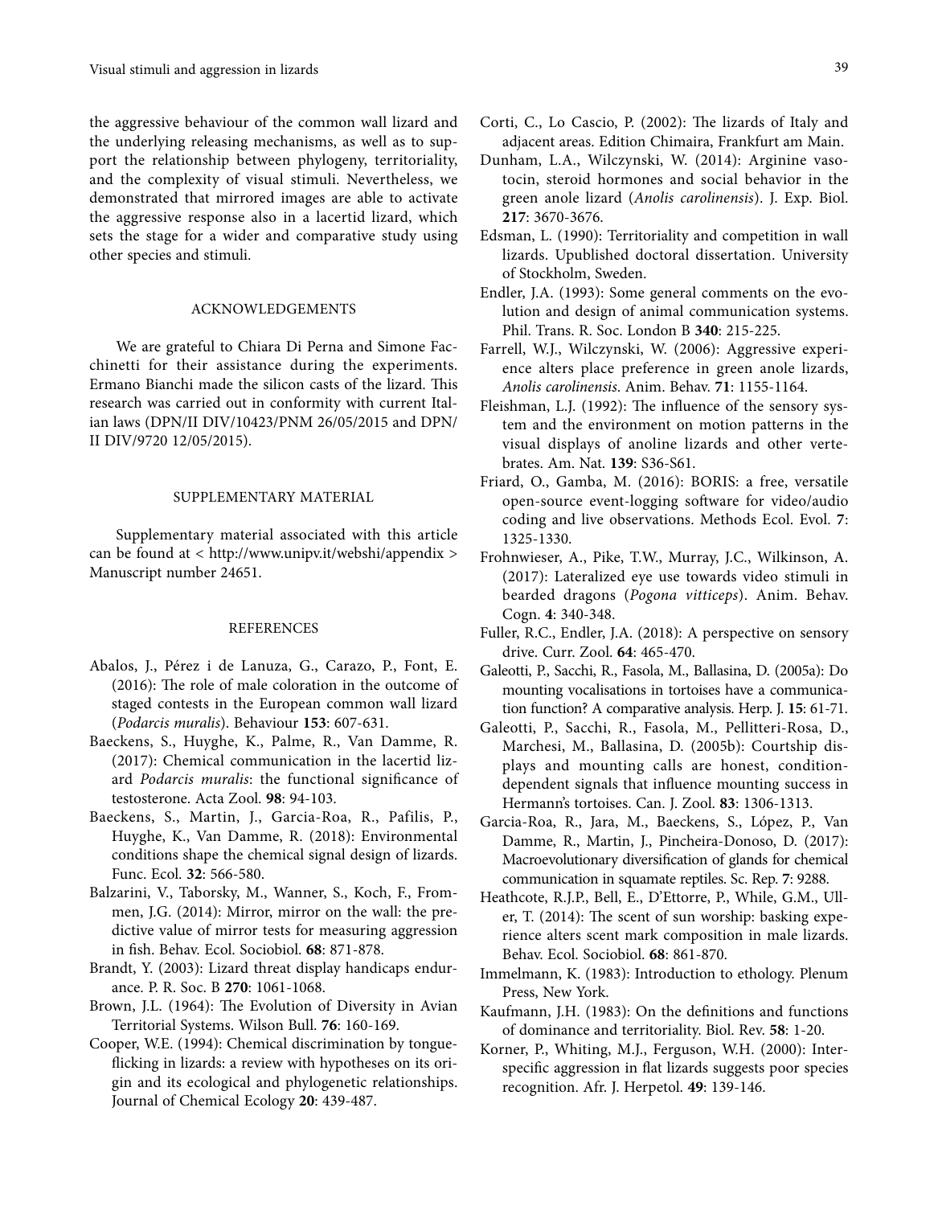the aggressive behaviour of the common wall lizard and the underlying releasing mechanisms, as well as to support the relationship between phylogeny, territoriality, and the complexity of visual stimuli. Nevertheless, we demonstrated that mirrored images are able to activate the aggressive response also in a lacertid lizard, which sets the stage for a wider and comparative study using other species and stimuli.

## ACKNOWLEDGEMENTS

We are grateful to Chiara Di Perna and Simone Facchinetti for their assistance during the experiments. Ermano Bianchi made the silicon casts of the lizard. This research was carried out in conformity with current Italian laws (DPN/II DIV/10423/PNM 26/05/2015 and DPN/II DIV/9720 12/05/2015).

## SUPPLEMENTARY MATERIAL

Supplementary material associated with this article can be found at < http://www.unipv.it/webshi/appendix > Manuscript number 24651.

## REFERENCES

Abalos, J., Pérez i de Lanuza, G., Carazo, P., Font, E. (2016): The role of male coloration in the outcome of staged contests in the European common wall lizard (*Podarcis muralis*). Behaviour **153**: 607-631.

Baeckens, S., Huyghe, K., Palme, R., Van Damme, R. (2017): Chemical communication in the lacertid lizard *Podarcis muralis*: the functional significance of testosterone. Acta Zool. **98**: 94-103.

Baeckens, S., Martin, J., Garcia-Roa, R., Pafilis, P., Huyghe, K., Van Damme, R. (2018): Environmental conditions shape the chemical signal design of lizards. Func. Ecol. **32**: 566-580.

Balzarini, V., Taborsky, M., Wanner, S., Koch, F., Frommen, J.G. (2014): Mirror, mirror on the wall: the predictive value of mirror tests for measuring aggression in fish. Behav. Ecol. Sociobiol. **68**: 871-878.

Brandt, Y. (2003): Lizard threat display handicaps endurance. P. R. Soc. B **270**: 1061-1068.

Brown, J.L. (1964): The Evolution of Diversity in Avian Territorial Systems. Wilson Bull. **76**: 160-169.

Cooper, W.E. (1994): Chemical discrimination by tongue-flicking in lizards: a review with hypotheses on its origin and its ecological and phylogenetic relationships. Journal of Chemical Ecology **20**: 439-487.

Corti, C., Lo Cascio, P. (2002): The lizards of Italy and adjacent areas. Edition Chimaira, Frankfurt am Main.

Dunham, L.A., Wilczynski, W. (2014): Arginine vasotocin, steroid hormones and social behavior in the green anole lizard (*Anolis carolinensis*). J. Exp. Biol. **217**: 3670-3676.

Edsman, L. (1990): Territoriality and competition in wall lizards. Upublished doctoral dissertation. University of Stockholm, Sweden.

Endler, J.A. (1993): Some general comments on the evolution and design of animal communication systems. Phil. Trans. R. Soc. London B **340**: 215-225.

Farrell, W.J., Wilczynski, W. (2006): Aggressive experience alters place preference in green anole lizards, *Anolis carolinensis*. Anim. Behav. **71**: 1155-1164.

Fleishman, L.J. (1992): The influence of the sensory system and the environment on motion patterns in the visual displays of anoline lizards and other vertebrates. Am. Nat. **139**: S36-S61.

Friard, O., Gamba, M. (2016): BORIS: a free, versatile open-source event-logging software for video/audio coding and live observations. Methods Ecol. Evol. **7**: 1325-1330.

Frohnwieser, A., Pike, T.W., Murray, J.C., Wilkinson, A. (2017): Lateralized eye use towards video stimuli in bearded dragons (*Pogona vitticeps*). Anim. Behav. Cogn. **4**: 340-348.

Fuller, R.C., Endler, J.A. (2018): A perspective on sensory drive. Curr. Zool. **64**: 465-470.

Galeotti, P., Sacchi, R., Fasola, M., Ballasina, D. (2005a): Do mounting vocalisations in tortoises have a communication function? A comparative analysis. Herp. J. **15**: 61-71.

Galeotti, P., Sacchi, R., Fasola, M., Pellitteri-Rosa, D., Marchesi, M., Ballasina, D. (2005b): Courtship displays and mounting calls are honest, condition-dependent signals that influence mounting success in Hermann's tortoises. Can. J. Zool. **83**: 1306-1313.

Garcia-Roa, R., Jara, M., Baeckens, S., López, P., Van Damme, R., Martin, J., Pincheira-Donoso, D. (2017): Macroevolutionary diversification of glands for chemical communication in squamate reptiles. Sc. Rep. **7**: 9288.

Heathcote, R.J.P., Bell, E., D'Ettorre, P., While, G.M., Uller, T. (2014): The scent of sun worship: basking experience alters scent mark composition in male lizards. Behav. Ecol. Sociobiol. **68**: 861-870.

Immelmann, K. (1983): Introduction to ethology. Plenum Press, New York.

Kaufmann, J.H. (1983): On the definitions and functions of dominance and territoriality. Biol. Rev. **58**: 1-20.

Korner, P., Whiting, M.J., Ferguson, W.H. (2000): Interspecific aggression in flat lizards suggests poor species recognition. Afr. J. Herpetol. **49**: 139-146.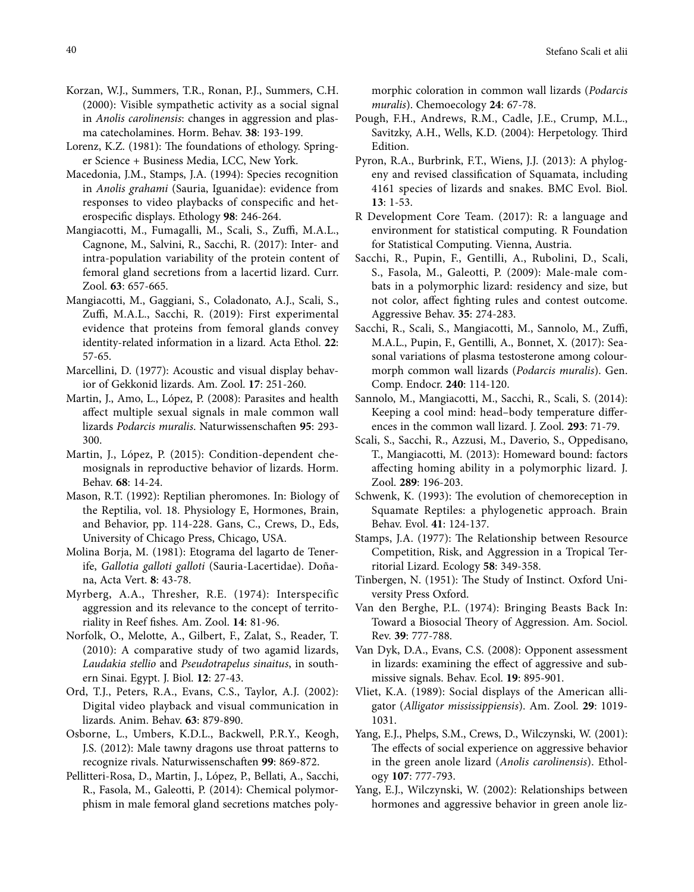Korzan, W.J., Summers, T.R., Ronan, P.J., Summers, C.H. (2000): Visible sympathetic activity as a social signal in *Anolis carolinensis*: changes in aggression and plasma catecholamines. Horm. Behav. **38**: 193-199.

Lorenz, K.Z. (1981): The foundations of ethology. Springer Science + Business Media, LCC, New York.

Macedonia, J.M., Stamps, J.A. (1994): Species recognition in *Anolis grahami* (Sauria, Iguanidae): evidence from responses to video playbacks of conspecific and heterospecific displays. Ethology **98**: 246-264.

Mangiacotti, M., Fumagalli, M., Scali, S., Zuffi, M.A.L., Cagnone, M., Salvini, R., Sacchi, R. (2017): Inter- and intra-population variability of the protein content of femoral gland secretions from a lacertid lizard. Curr. Zool. **63**: 657-665.

Mangiacotti, M., Gaggiani, S., Coladonato, A.J., Scali, S., Zuffi, M.A.L., Sacchi, R. (2019): First experimental evidence that proteins from femoral glands convey identity-related information in a lizard. Acta Ethol. **22**: 57-65.

Marcellini, D. (1977): Acoustic and visual display behavior of Gekkonid lizards. Am. Zool. **17**: 251-260.

Martin, J., Amo, L., López, P. (2008): Parasites and health affect multiple sexual signals in male common wall lizards *Podarcis muralis*. Naturwissenschaften **95**: 293-300.

Martin, J., López, P. (2015): Condition-dependent chemosignals in reproductive behavior of lizards. Horm. Behav. **68**: 14-24.

Mason, R.T. (1992): Reptilian pheromones. In: Biology of the Reptilia, vol. 18. Physiology E, Hormones, Brain, and Behavior, pp. 114-228. Gans, C., Crews, D., Eds, University of Chicago Press, Chicago, USA.

Molina Borja, M. (1981): Etograma del lagarto de Tenerife, *Gallotia galloti galloti* (Sauria-Lacertidae). Doñana, Acta Vert. **8**: 43-78.

Myrberg, A.A., Thresher, R.E. (1974): Interspecific aggression and its relevance to the concept of territoriality in Reef fishes. Am. Zool. **14**: 81-96.

Norfolk, O., Melotte, A., Gilbert, F., Zalat, S., Reader, T. (2010): A comparative study of two agamid lizards, *Laudakia stellio* and *Pseudotrapelus sinaitus*, in southern Sinai. Egypt. J. Biol. **12**: 27-43.

Ord, T.J., Peters, R.A., Evans, C.S., Taylor, A.J. (2002): Digital video playback and visual communication in lizards. Anim. Behav. **63**: 879-890.

Osborne, L., Umbers, K.D.L., Backwell, P.R.Y., Keogh, J.S. (2012): Male tawny dragons use throat patterns to recognize rivals. Naturwissenschaften **99**: 869-872.

Pellitteri-Rosa, D., Martin, J., López, P., Bellati, A., Sacchi, R., Fasola, M., Galeotti, P. (2014): Chemical polymorphism in male femoral gland secretions matches polymorphic coloration in common wall lizards (*Podarcis muralis*). Chemoecology **24**: 67-78.

Pough, F.H., Andrews, R.M., Cadle, J.E., Crump, M.L., Savitzky, A.H., Wells, K.D. (2004): Herpetology. Third Edition.

Pyron, R.A., Burbrink, F.T., Wiens, J.J. (2013): A phylogeny and revised classification of Squamata, including 4161 species of lizards and snakes. BMC Evol. Biol. **13**: 1-53.

R Development Core Team. (2017): R: a language and environment for statistical computing. R Foundation for Statistical Computing. Vienna, Austria.

Sacchi, R., Pupin, F., Gentilli, A., Rubolini, D., Scali, S., Fasola, M., Galeotti, P. (2009): Male-male combats in a polymorphic lizard: residency and size, but not color, affect fighting rules and contest outcome. Aggressive Behav. **35**: 274-283.

Sacchi, R., Scali, S., Mangiacotti, M., Sannolo, M., Zuffi, M.A.L., Pupin, F., Gentilli, A., Bonnet, X. (2017): Seasonal variations of plasma testosterone among colourmorph common wall lizards (*Podarcis muralis*). Gen. Comp. Endocr. **240**: 114-120.

Sannolo, M., Mangiacotti, M., Sacchi, R., Scali, S. (2014): Keeping a cool mind: head–body temperature differences in the common wall lizard. J. Zool. **293**: 71-79.

Scali, S., Sacchi, R., Azzusi, M., Daverio, S., Oppedisano, T., Mangiacotti, M. (2013): Homeward bound: factors affecting homing ability in a polymorphic lizard. J. Zool. **289**: 196-203.

Schwenk, K. (1993): The evolution of chemoreception in Squamate Reptiles: a phylogenetic approach. Brain Behav. Evol. **41**: 124-137.

Stamps, J.A. (1977): The Relationship between Resource Competition, Risk, and Aggression in a Tropical Territorial Lizard. Ecology **58**: 349-358.

Tinbergen, N. (1951): The Study of Instinct. Oxford University Press Oxford.

Van den Berghe, P.L. (1974): Bringing Beasts Back In: Toward a Biosocial Theory of Aggression. Am. Sociol. Rev. **39**: 777-788.

Van Dyk, D.A., Evans, C.S. (2008): Opponent assessment in lizards: examining the effect of aggressive and submissive signals. Behav. Ecol. **19**: 895-901.

Vliet, K.A. (1989): Social displays of the American alligator (*Alligator mississippiensis*). Am. Zool. **29**: 1019-1031.

Yang, E.J., Phelps, S.M., Crews, D., Wilczynski, W. (2001): The effects of social experience on aggressive behavior in the green anole lizard (*Anolis carolinensis*). Ethology **107**: 777-793.

Yang, E.J., Wilczynski, W. (2002): Relationships between hormones and aggressive behavior in green anole liz-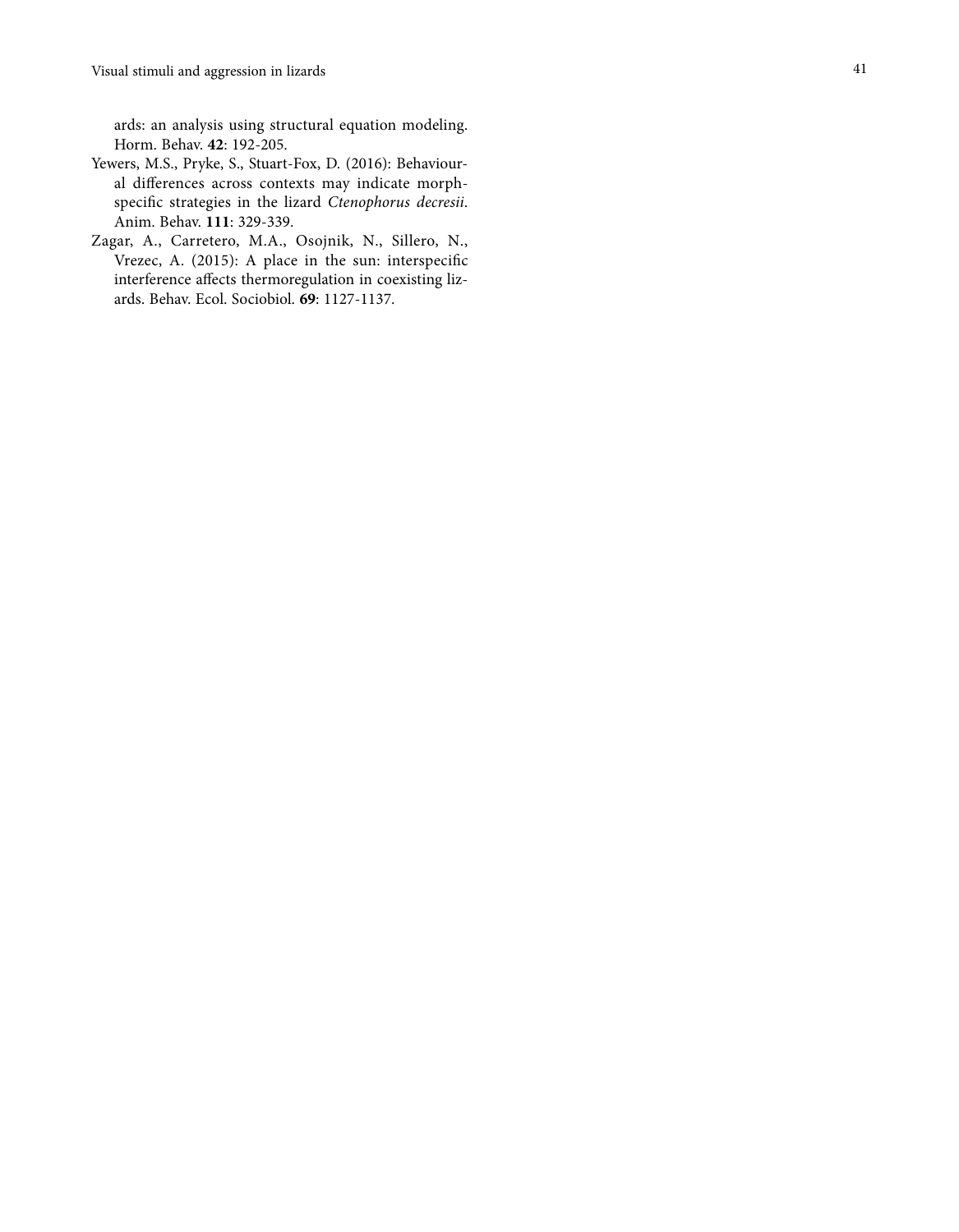ards: an analysis using structural equation modeling. Horm. Behav. **42**: 192-205.

Yewers, M.S., Pryke, S., Stuart-Fox, D. (2016): Behavioural differences across contexts may indicate morph-specific strategies in the lizard *Ctenophorus decresii*. Anim. Behav. **111**: 329-339.

Zagar, A., Carretero, M.A., Osojnik, N., Sillero, N., Vrezec, A. (2015): A place in the sun: interspecific interference affects thermoregulation in coexisting lizards. Behav. Ecol. Sociobiol. **69**: 1127-1137.